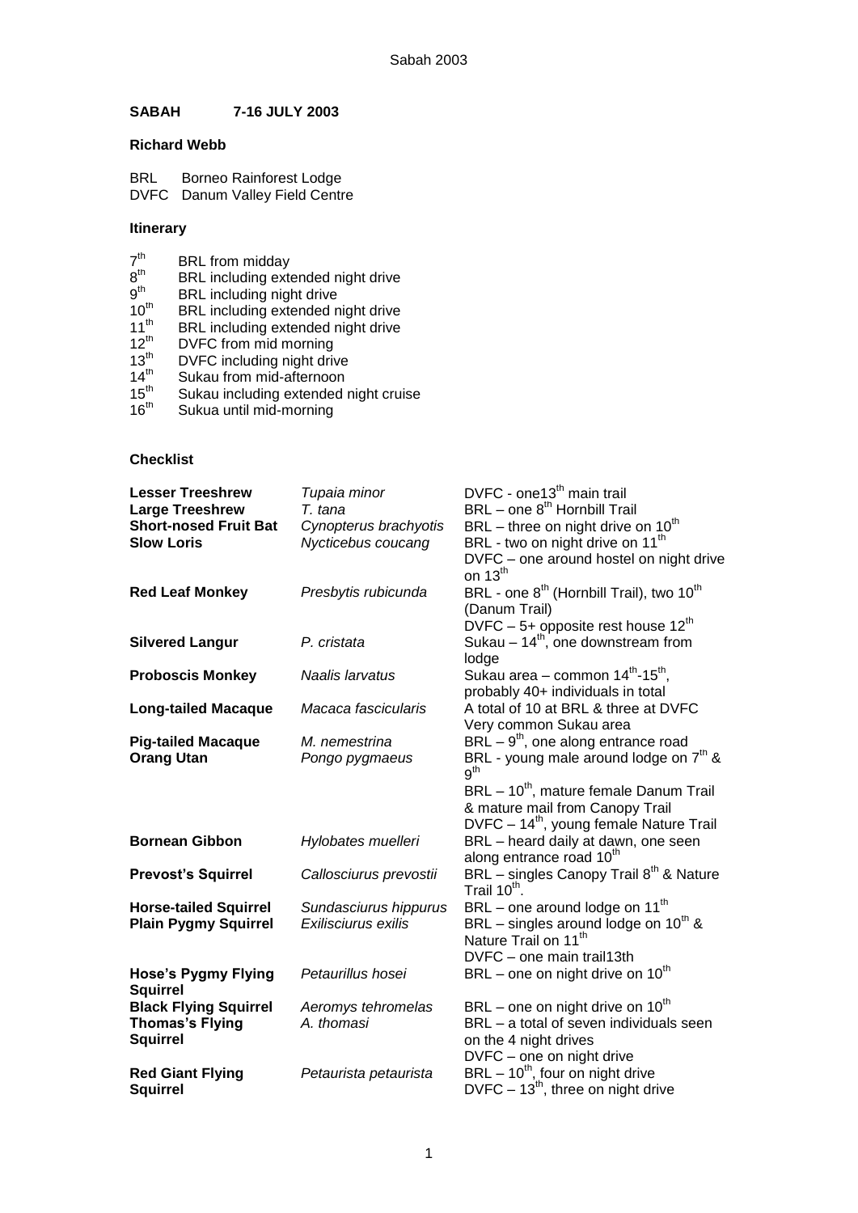# SABAH 7-16 JULY 2003

**Richard Webb**

BRL Borneo Rainforest Lodge
DVFC Danum Valley Field Centre

## Itinerary

| | |
|---|---|
| 7th | BRL from midday |
| 8th | BRL including extended night drive |
| 9th | BRL including night drive |
| 10th | BRL including extended night drive |
| 11th | BRL including extended night drive |
| 12th | DVFC from mid morning |
| 13th | DVFC including night drive |
| 14th | Sukau from mid-afternoon |
| 15th | Sukau including extended night cruise |
| 16th | Sukua until mid-morning |

## Checklist

| | | |
|---|---|---|
| **Lesser Treeshrew** | *Tupaia minor* | DVFC - one13th main trail |
| **Large Treeshrew** | *T. tana* | BRL – one 8th Hornbill Trail |
| **Short-nosed Fruit Bat** | *Cynopterus brachyotis* | BRL – three on night drive on 10th |
| **Slow Loris** | *Nycticebus coucang* | BRL - two on night drive on 11th<br>DVFC – one around hostel on night drive on 13th |
| **Red Leaf Monkey** | *Presbytis rubicunda* | BRL - one 8th (Hornbill Trail), two 10th (Danum Trail)<br>DVFC – 5+ opposite rest house 12th |
| **Silvered Langur** | *P. cristata* | Sukau – 14th, one downstream from lodge |
| **Proboscis Monkey** | *Naalis larvatus* | Sukau area – common 14th-15th, probably 40+ individuals in total |
| **Long-tailed Macaque** | *Macaca fascicularis* | A total of 10 at BRL & three at DVFC<br>Very common Sukau area |
| **Pig-tailed Macaque** | *M. nemestrina* | BRL – 9th, one along entrance road |
| **Orang Utan** | *Pongo pygmaeus* | BRL - young male around lodge on 7th & 9th<br>BRL – 10th, mature female Danum Trail & mature mail from Canopy Trail<br>DVFC – 14th, young female Nature Trail |
| **Bornean Gibbon** | *Hylobates muelleri* | BRL – heard daily at dawn, one seen along entrance road 10th |
| **Prevost's Squirrel** | *Callosciurus prevostii* | BRL – singles Canopy Trail 8th & Nature Trail 10th. |
| **Horse-tailed Squirrel** | *Sundasciurus hippurus* | BRL – one around lodge on 11th |
| **Plain Pygmy Squirrel** | *Exilisciurus exilis* | BRL – singles around lodge on 10th & Nature Trail on 11th<br>DVFC – one main trail13th |
| **Hose's Pygmy Flying Squirrel** | *Petaurillus hosei* | BRL – one on night drive on 10th |
| **Black Flying Squirrel** | *Aeromys tehromelas* | BRL – one on night drive on 10th |
| **Thomas's Flying Squirrel** | *A. thomasi* | BRL – a total of seven individuals seen on the 4 night drives<br>DVFC – one on night drive |
| **Red Giant Flying Squirrel** | *Petaurista petaurista* | BRL – 10th, four on night drive<br>DVFC – 13th, three on night drive |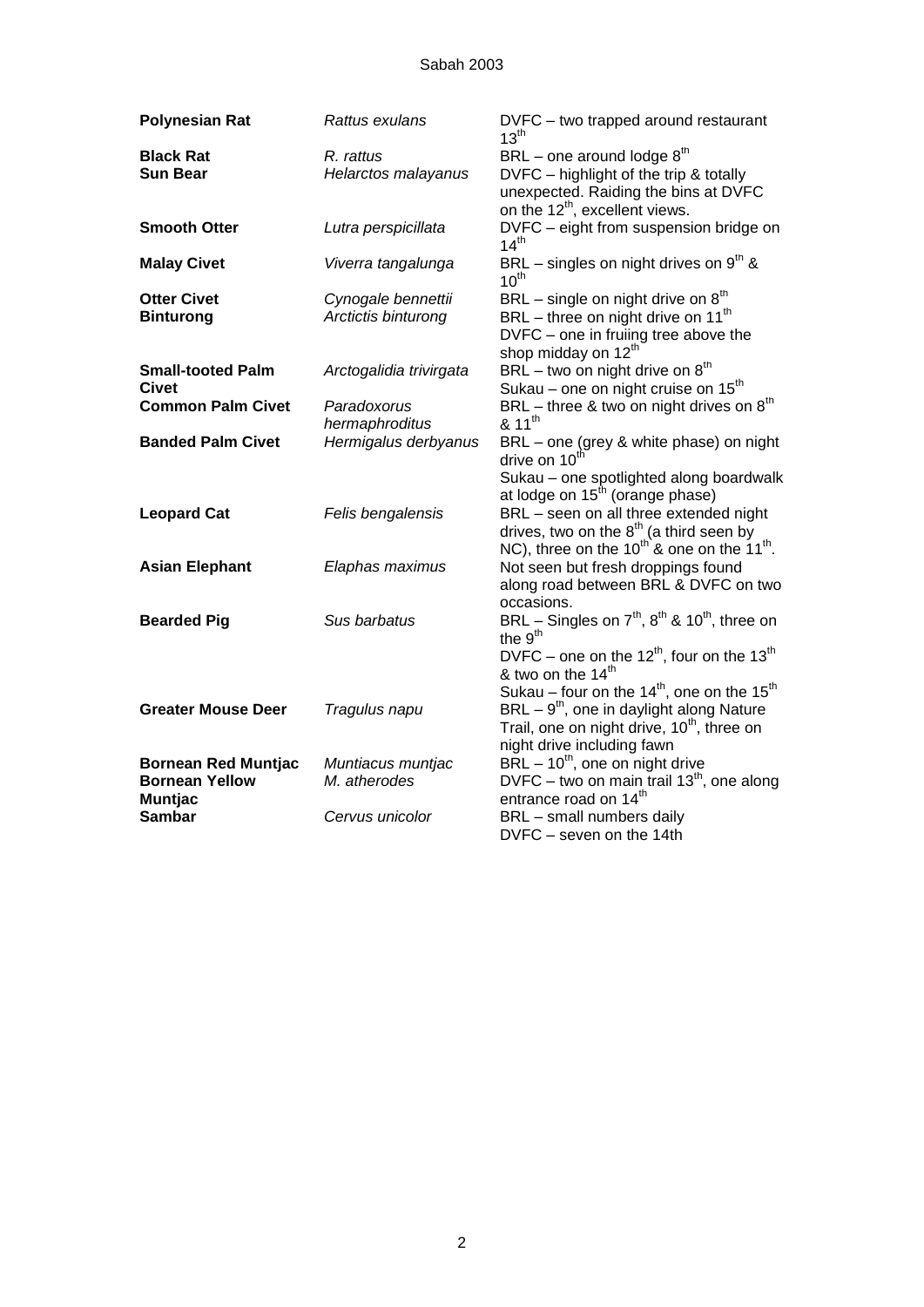| | | |
|---|---|---|
| **Polynesian Rat** | *Rattus exulans* | DVFC – two trapped around restaurant 13th |
| **Black Rat** | *R. rattus* | BRL – one around lodge 8th |
| **Sun Bear** | *Helarctos malayanus* | DVFC – highlight of the trip & totally unexpected. Raiding the bins at DVFC on the 12th, excellent views. |
| **Smooth Otter** | *Lutra perspicillata* | DVFC – eight from suspension bridge on 14th |
| **Malay Civet** | *Viverra tangalunga* | BRL – singles on night drives on 9th & 10th |
| **Otter Civet** | *Cynogale bennettii* | BRL – single on night drive on 8th |
| **Binturong** | *Arctictis binturong* | BRL – three on night drive on 11th<br>DVFC – one in fruiing tree above the shop midday on 12th |
| **Small-tooted Palm Civet** | *Arctogalidia trivirgata* | BRL – two on night drive on 8th<br>Sukau – one on night cruise on 15th |
| **Common Palm Civet** | *Paradoxorus hermaphroditus* | BRL – three & two on night drives on 8th & 11th |
| **Banded Palm Civet** | *Hermigalus derbyanus* | BRL – one (grey & white phase) on night drive on 10th<br>Sukau – one spotlighted along boardwalk at lodge on 15th (orange phase) |
| **Leopard Cat** | *Felis bengalensis* | BRL – seen on all three extended night drives, two on the 8th (a third seen by NC), three on the 10th & one on the 11th. |
| **Asian Elephant** | *Elaphas maximus* | Not seen but fresh droppings found along road between BRL & DVFC on two occasions. |
| **Bearded Pig** | *Sus barbatus* | BRL – Singles on 7th, 8th & 10th, three on the 9th<br>DVFC – one on the 12th, four on the 13th & two on the 14th<br>Sukau – four on the 14th, one on the 15th |
| **Greater Mouse Deer** | *Tragulus napu* | BRL – 9th, one in daylight along Nature Trail, one on night drive, 10th, three on night drive including fawn |
| **Bornean Red Muntjac** | *Muntiacus muntjac* | BRL – 10th, one on night drive |
| **Bornean Yellow Muntjac** | *M. atherodes* | DVFC – two on main trail 13th, one along entrance road on 14th |
| **Sambar** | *Cervus unicolor* | BRL – small numbers daily<br>DVFC – seven on the 14th |